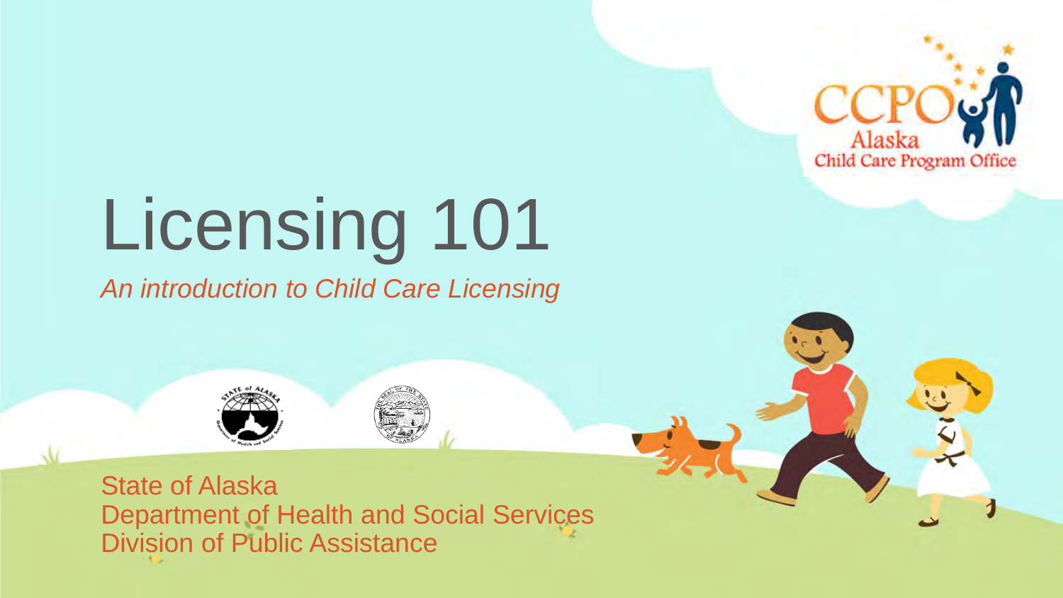# Licensing 101

*An introduction to Child Care Licensing*

State of Alaska
Department of Health and Social Services
Division of Public Assistance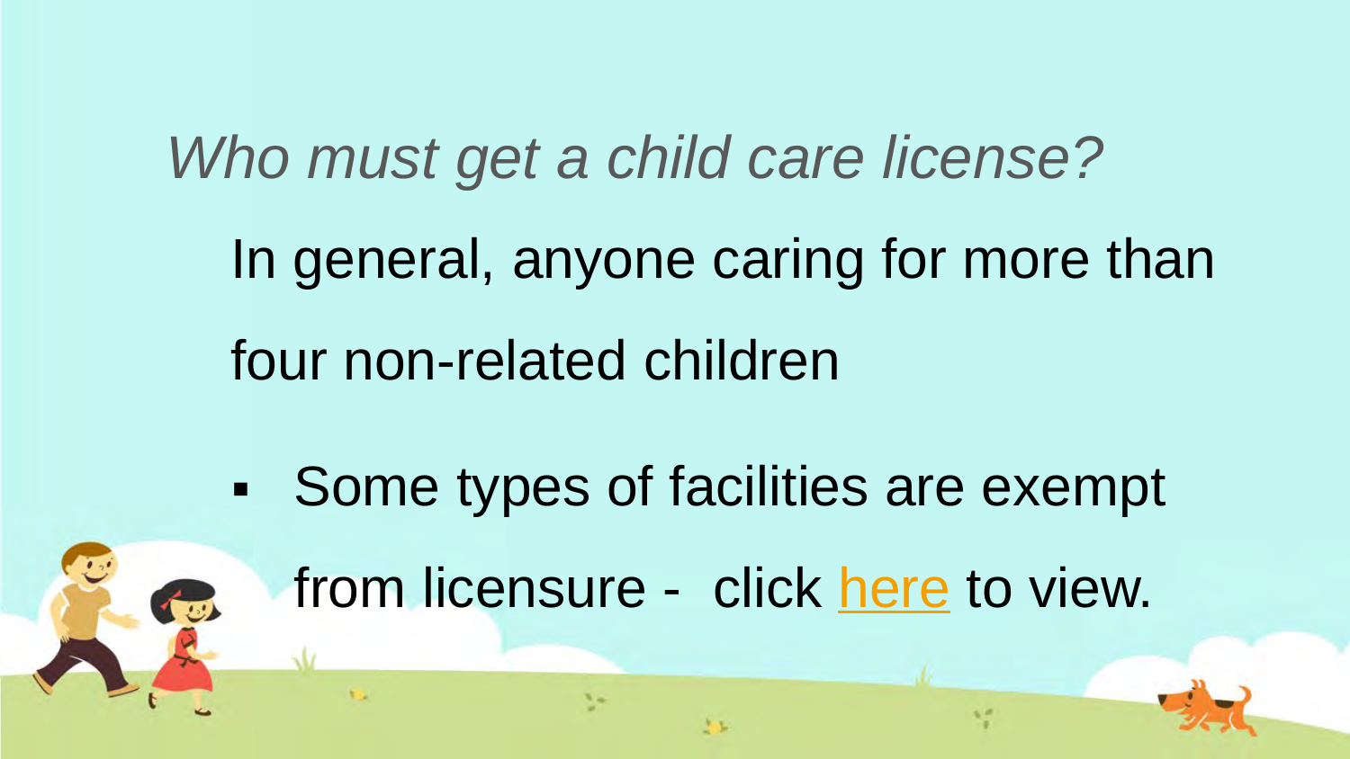## *Who must get a child care license?*

In general, anyone caring for more than four non-related children

- Some types of facilities are exempt from licensure - click here to view.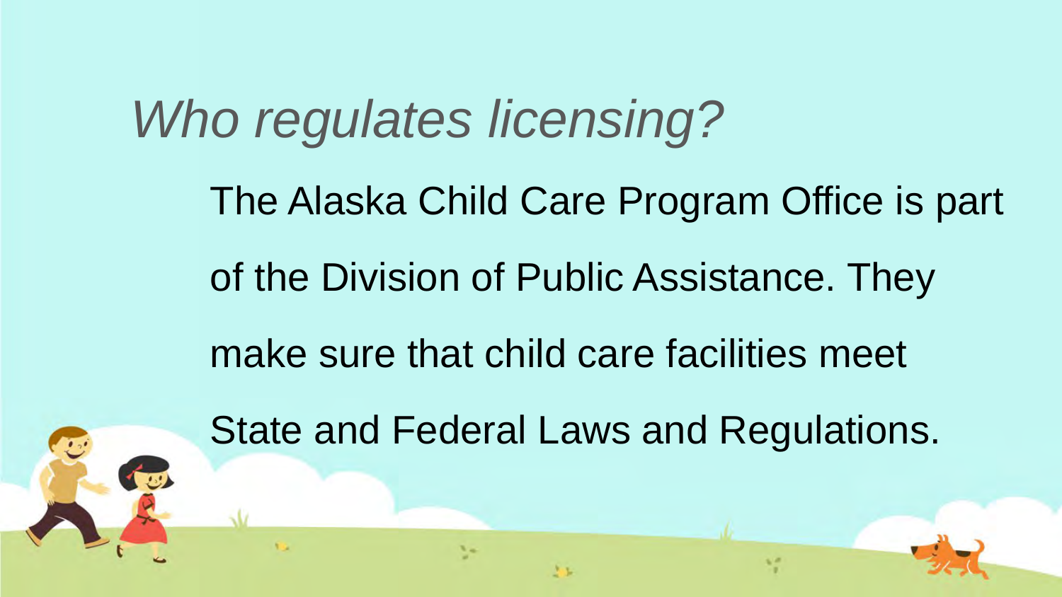# *Who regulates licensing?*

The Alaska Child Care Program Office is part of the Division of Public Assistance. They make sure that child care facilities meet State and Federal Laws and Regulations.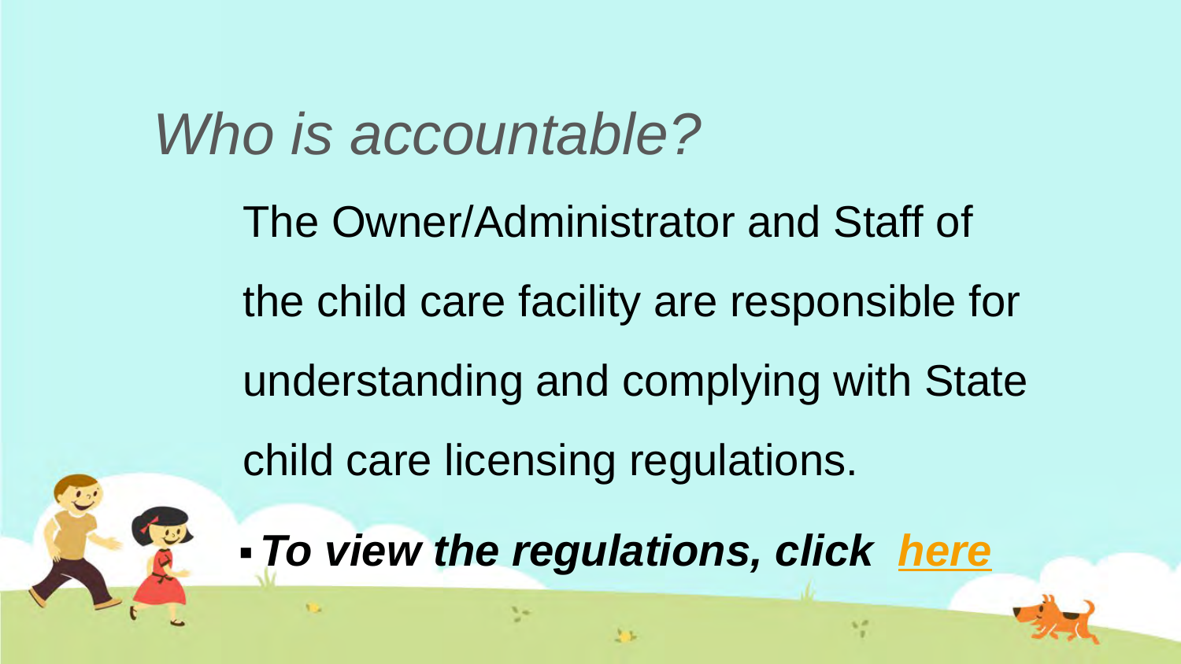# *Who is accountable?*

The Owner/Administrator and Staff of the child care facility are responsible for understanding and complying with State child care licensing regulations.

- ***To view the regulations, click here***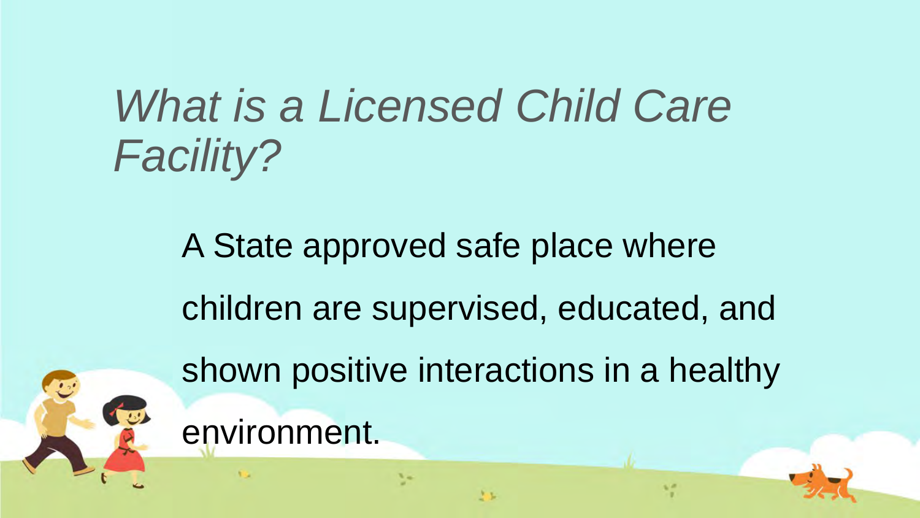# *What is a Licensed Child Care Facility?*

A State approved safe place where children are supervised, educated, and shown positive interactions in a healthy environment.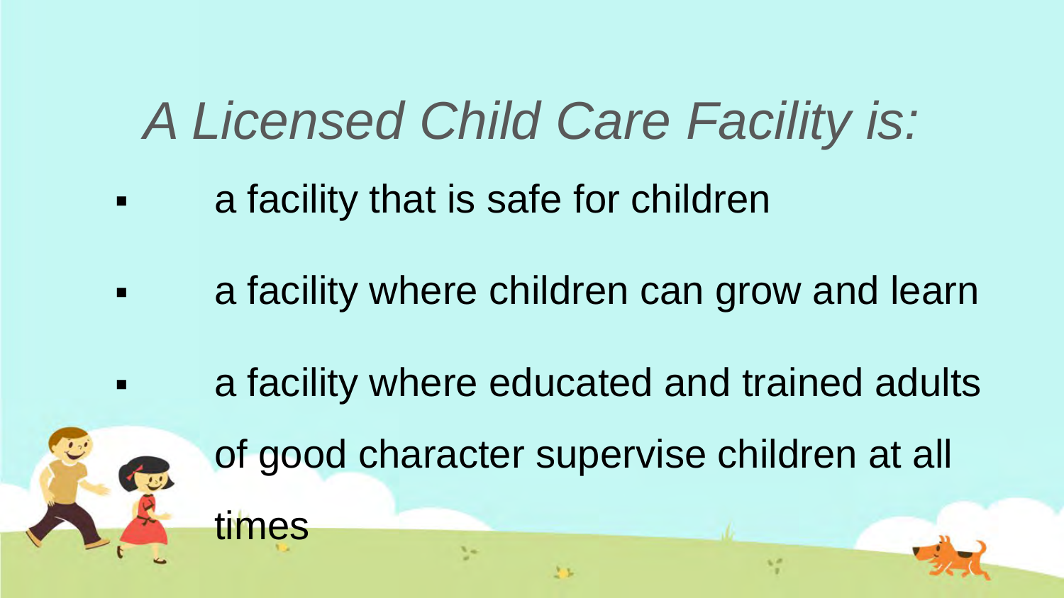# *A Licensed Child Care Facility is:*

- a facility that is safe for children
- a facility where children can grow and learn
- a facility where educated and trained adults of good character supervise children at all times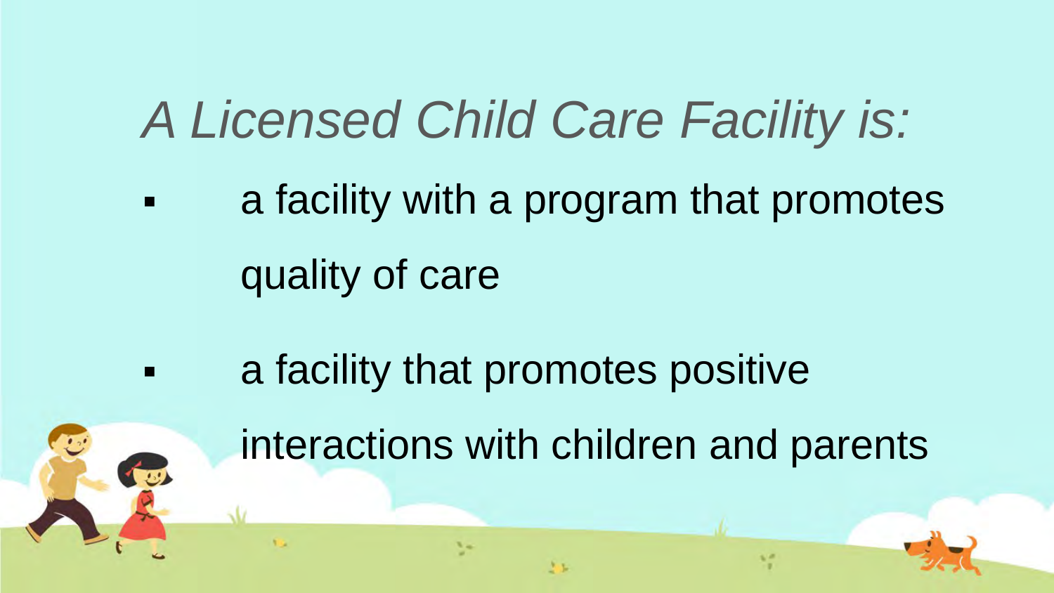# *A Licensed Child Care Facility is:*

- a facility with a program that promotes quality of care
- a facility that promotes positive interactions with children and parents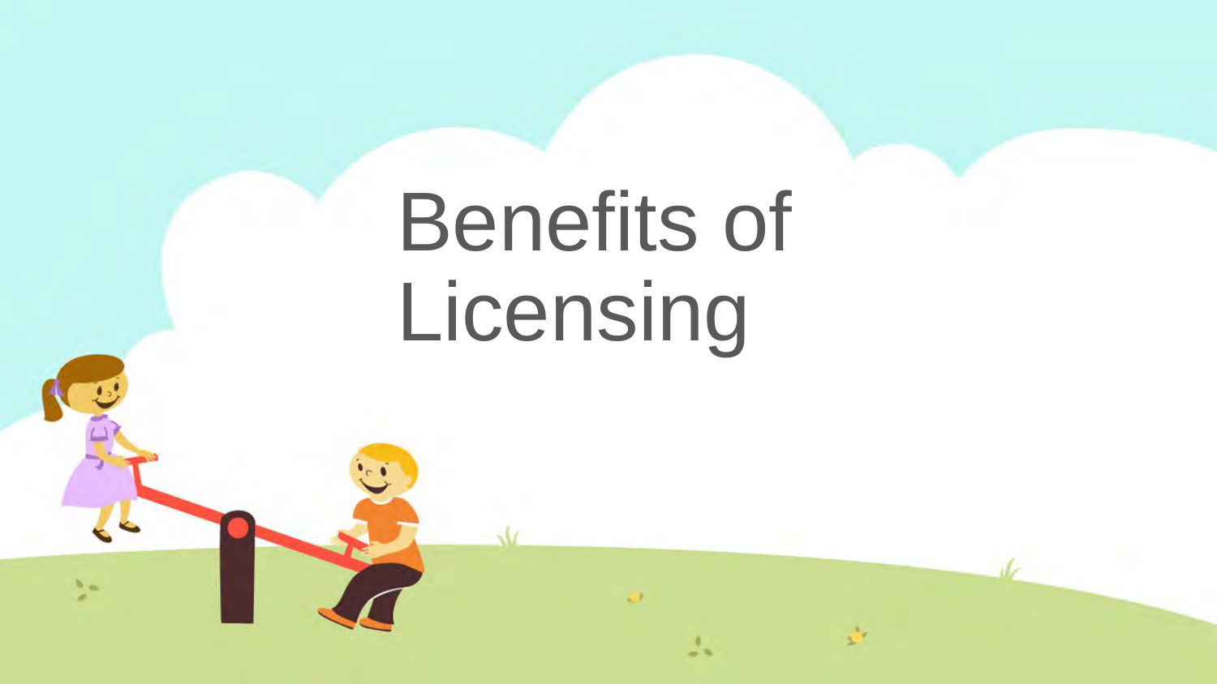# Benefits of Licensing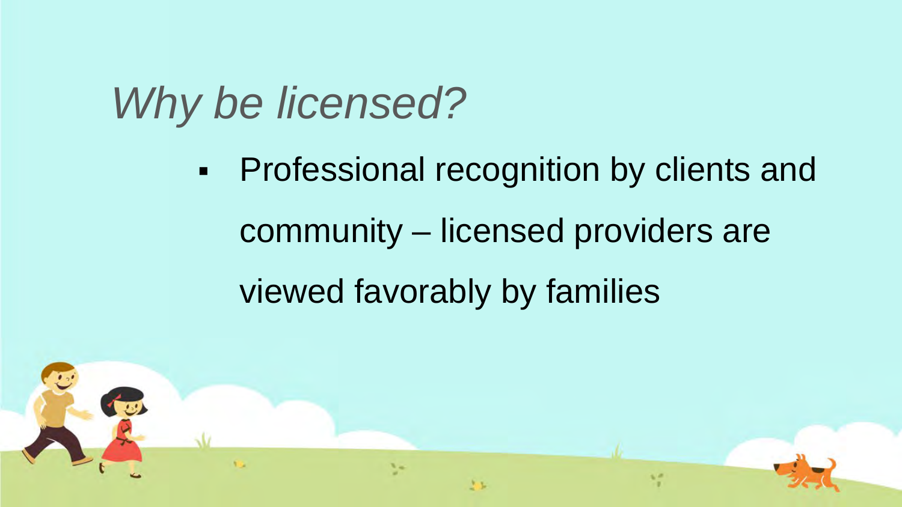# *Why be licensed?*

- Professional recognition by clients and community – licensed providers are viewed favorably by families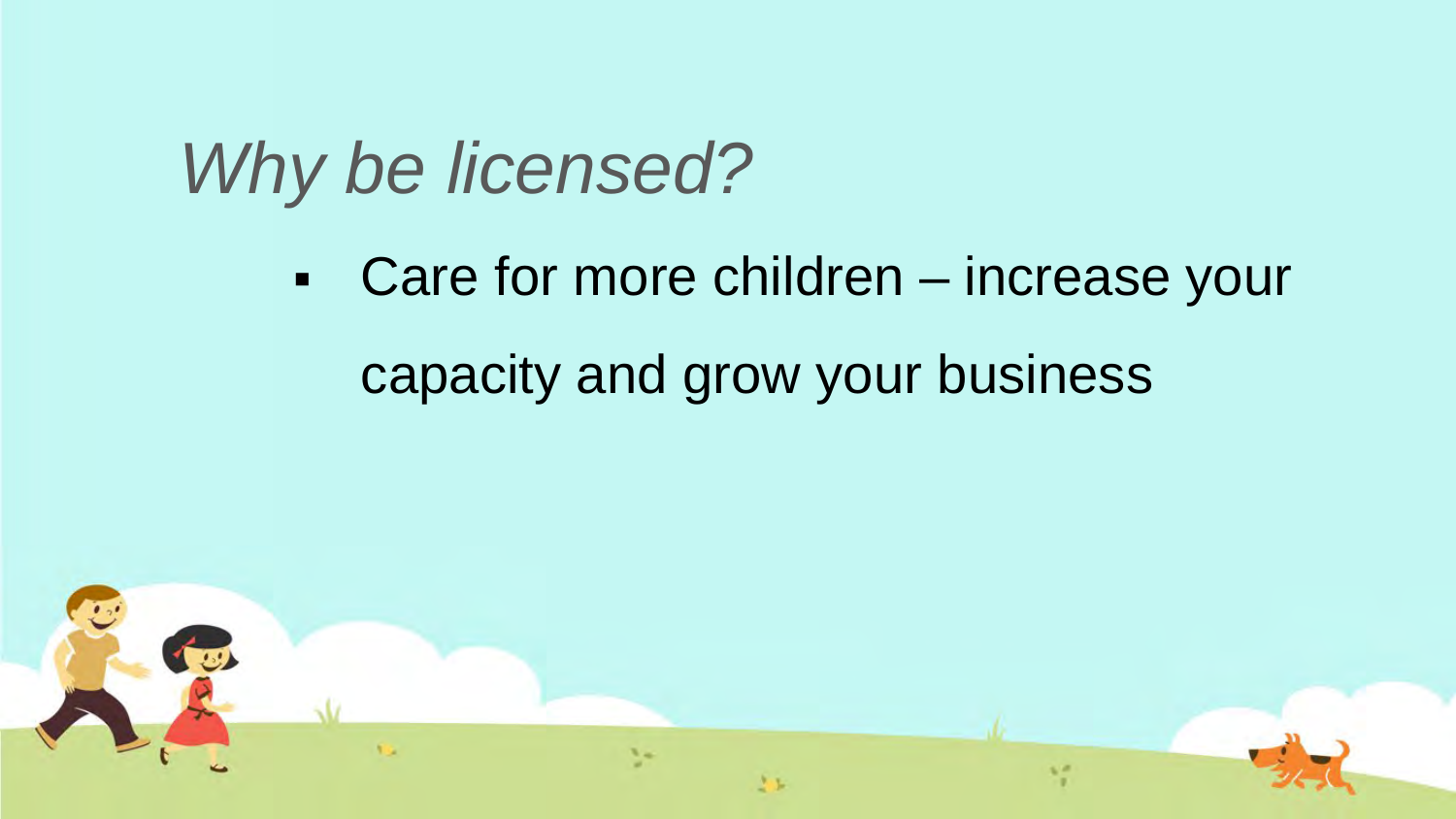# *Why be licensed?*

- Care for more children – increase your capacity and grow your business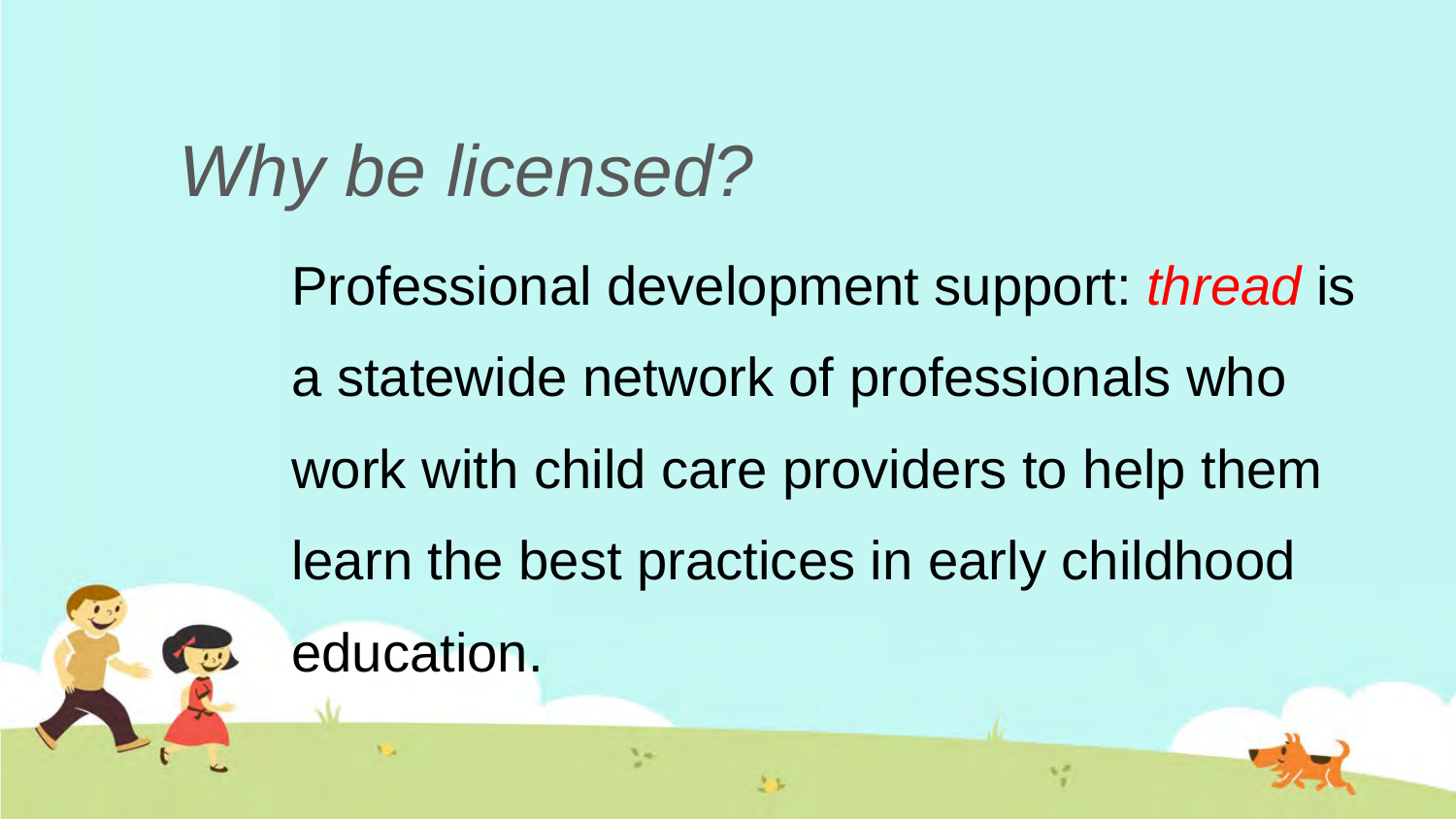# *Why be licensed?*

Professional development support: *thread* is a statewide network of professionals who work with child care providers to help them learn the best practices in early childhood education.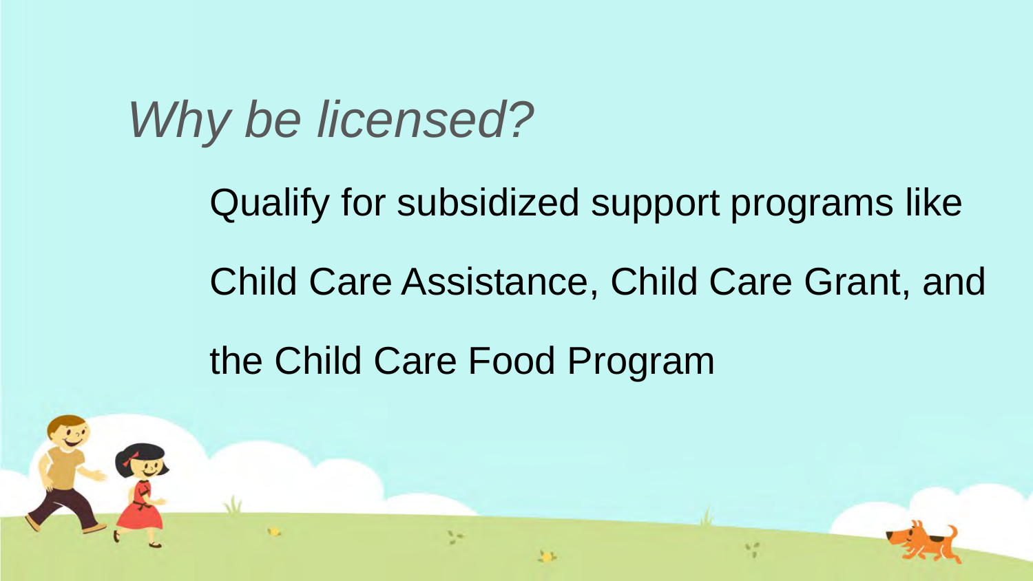# *Why be licensed?*

Qualify for subsidized support programs like Child Care Assistance, Child Care Grant, and the Child Care Food Program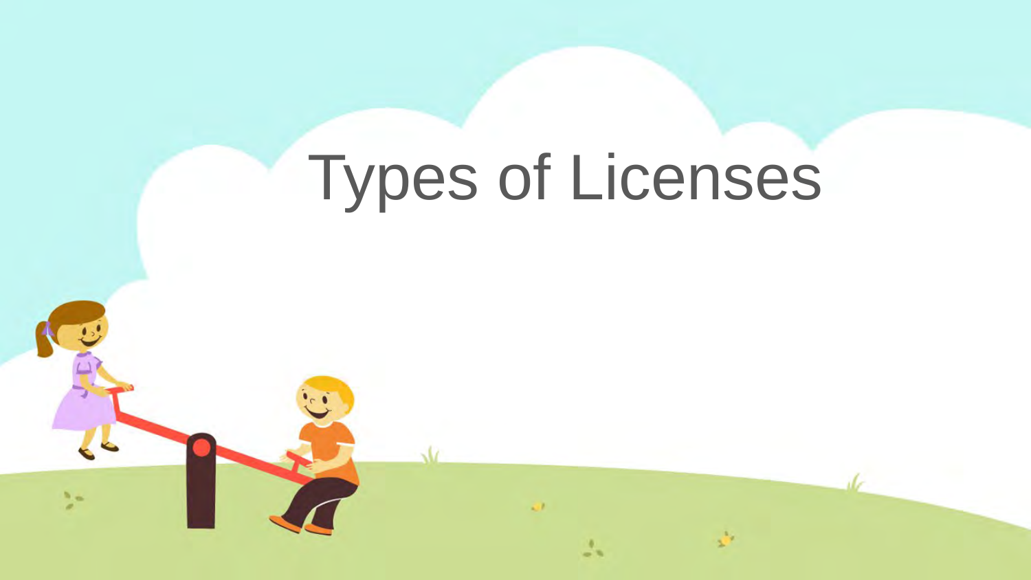# Types of Licenses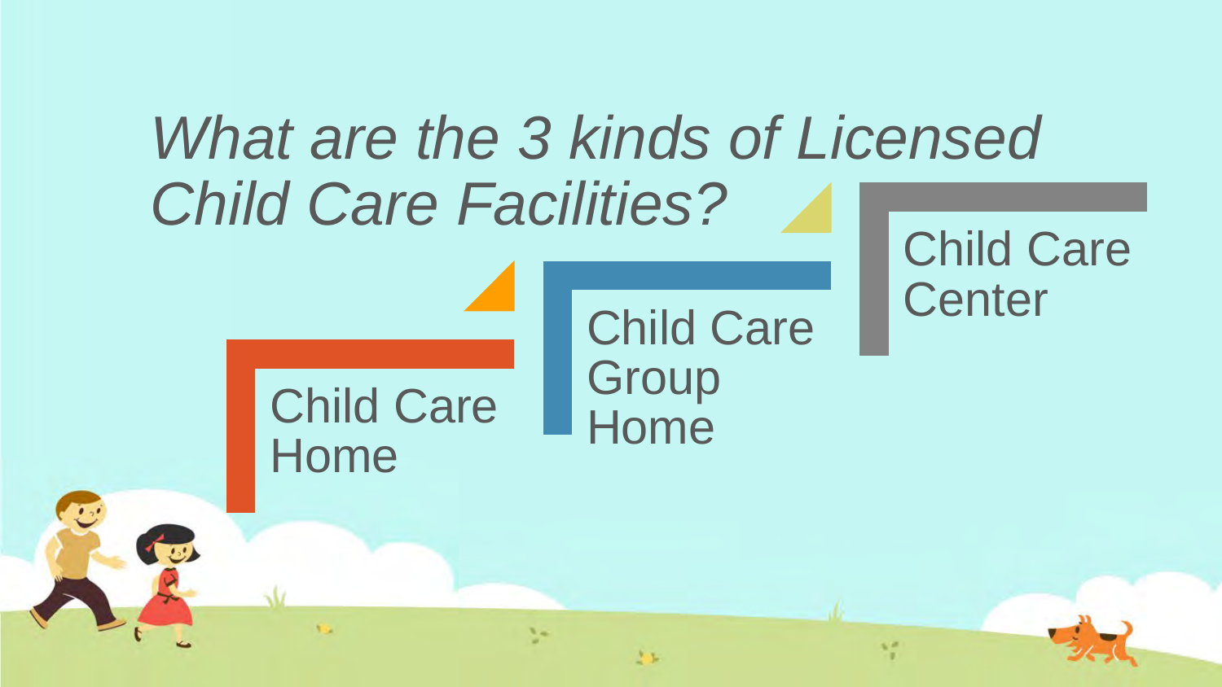# *What are the 3 kinds of Licensed Child Care Facilities?*

- Child Care Home
- Child Care Group Home
- Child Care Center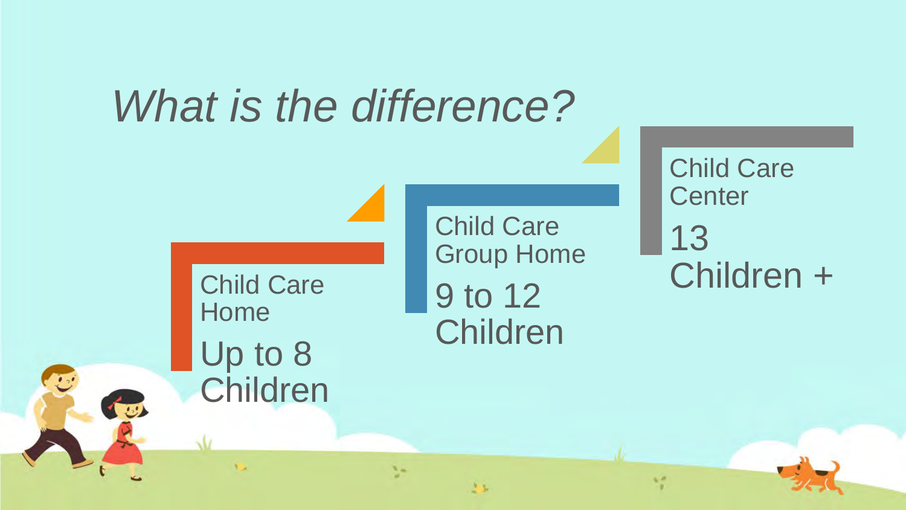# *What is the difference?*

**Child Care Home**

Up to 8 Children

**Child Care Group Home**

9 to 12 Children

**Child Care Center**

13 Children +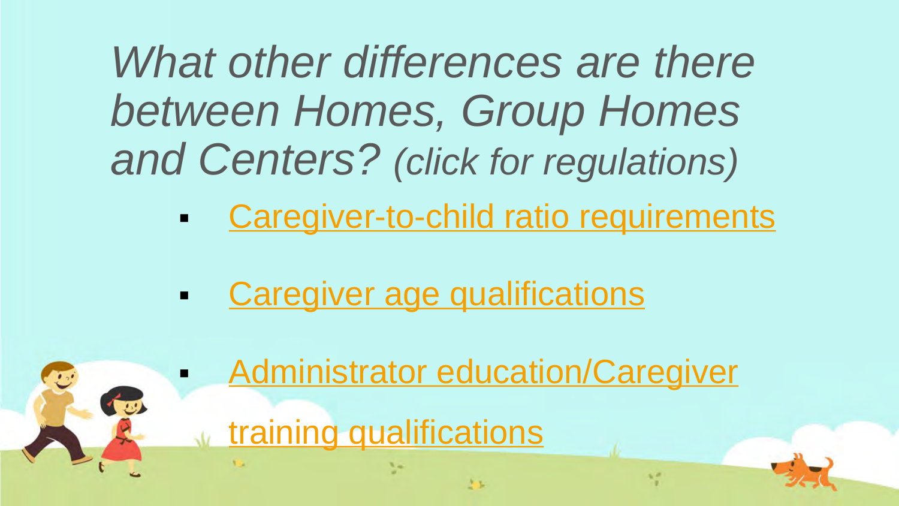# *What other differences are there between Homes, Group Homes and Centers? (click for regulations)*

- Caregiver-to-child ratio requirements
- Caregiver age qualifications
- Administrator education/Caregiver training qualifications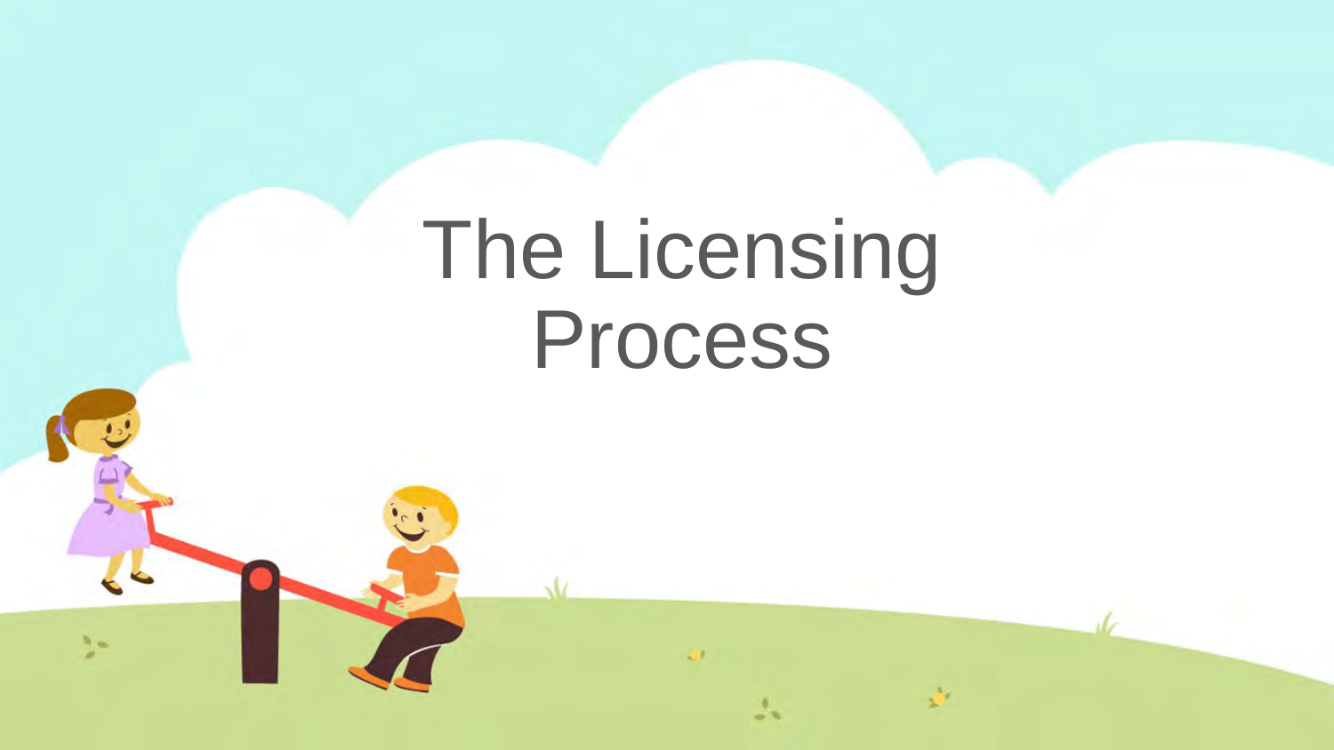# The Licensing Process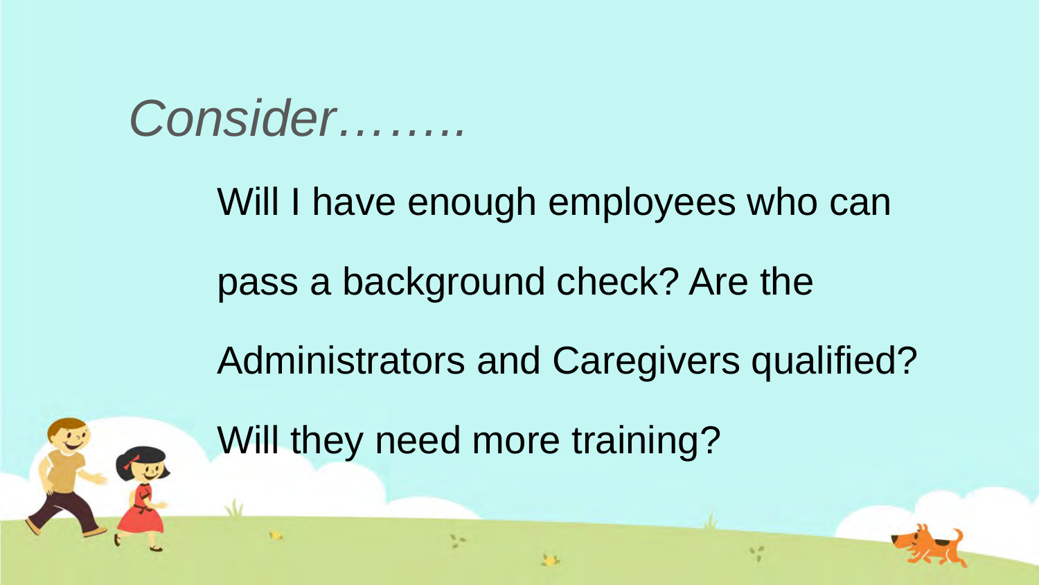# *Consider……..*

Will I have enough employees who can pass a background check? Are the Administrators and Caregivers qualified? Will they need more training?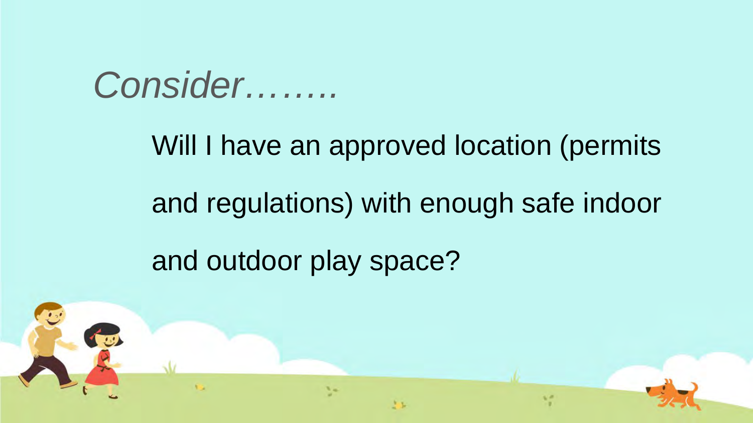# *Consider……..*

Will I have an approved location (permits and regulations) with enough safe indoor and outdoor play space?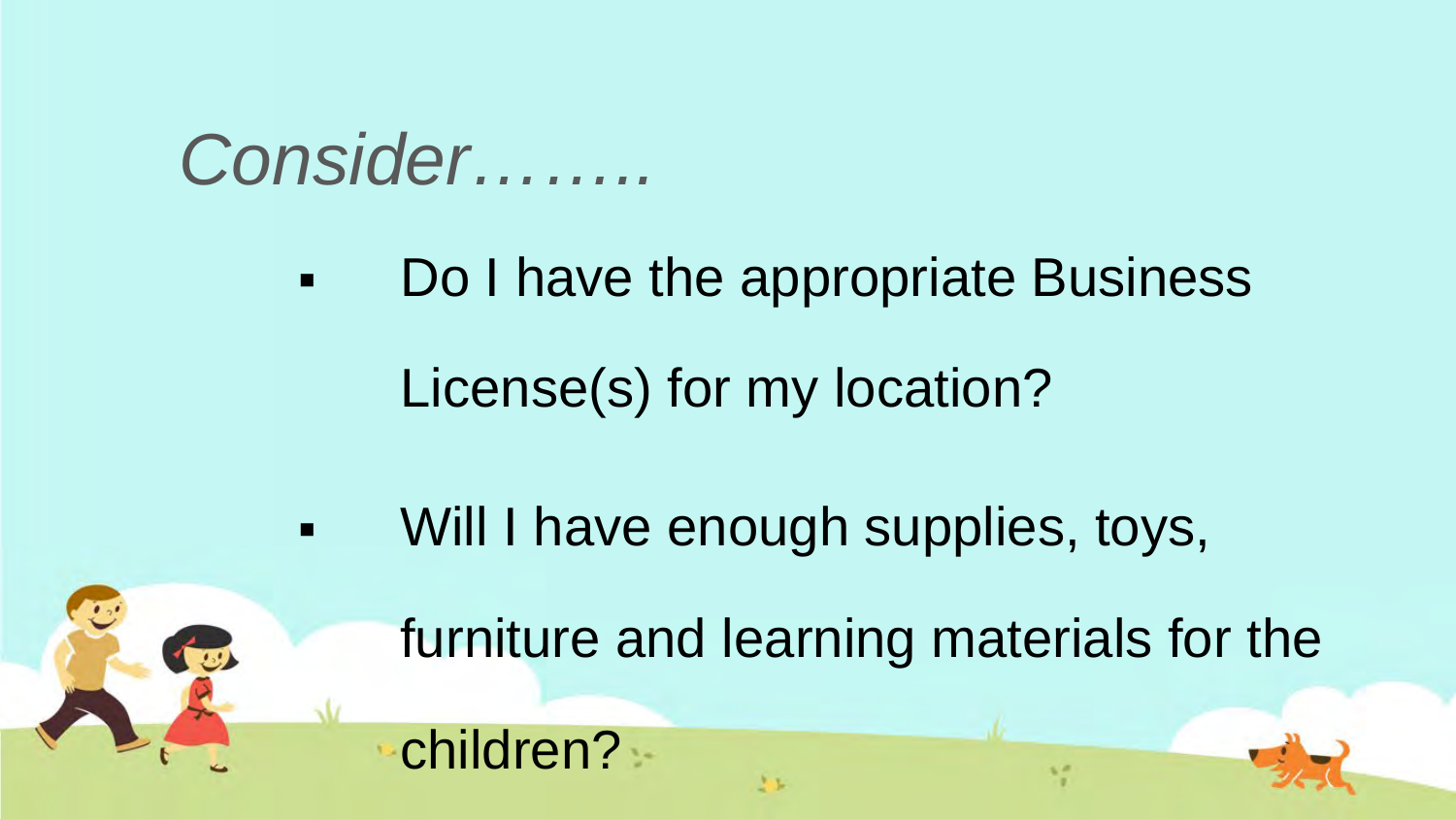# *Consider……..*

- Do I have the appropriate Business License(s) for my location?
- Will I have enough supplies, toys, furniture and learning materials for the children?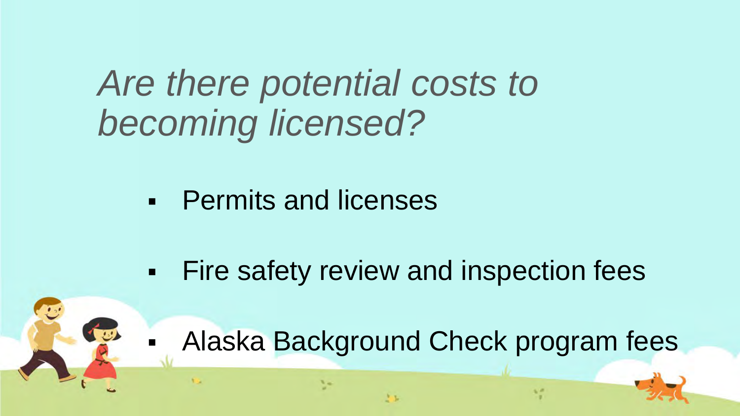# *Are there potential costs to becoming licensed?*

- Permits and licenses
- Fire safety review and inspection fees
- Alaska Background Check program fees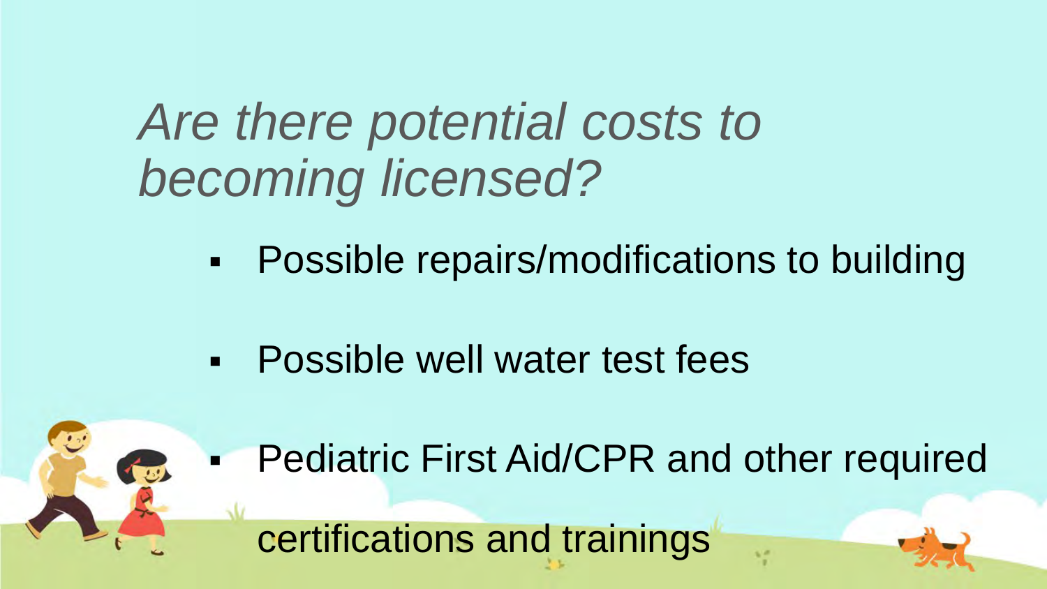# *Are there potential costs to becoming licensed?*

- Possible repairs/modifications to building
- Possible well water test fees
- Pediatric First Aid/CPR and other required certifications and trainings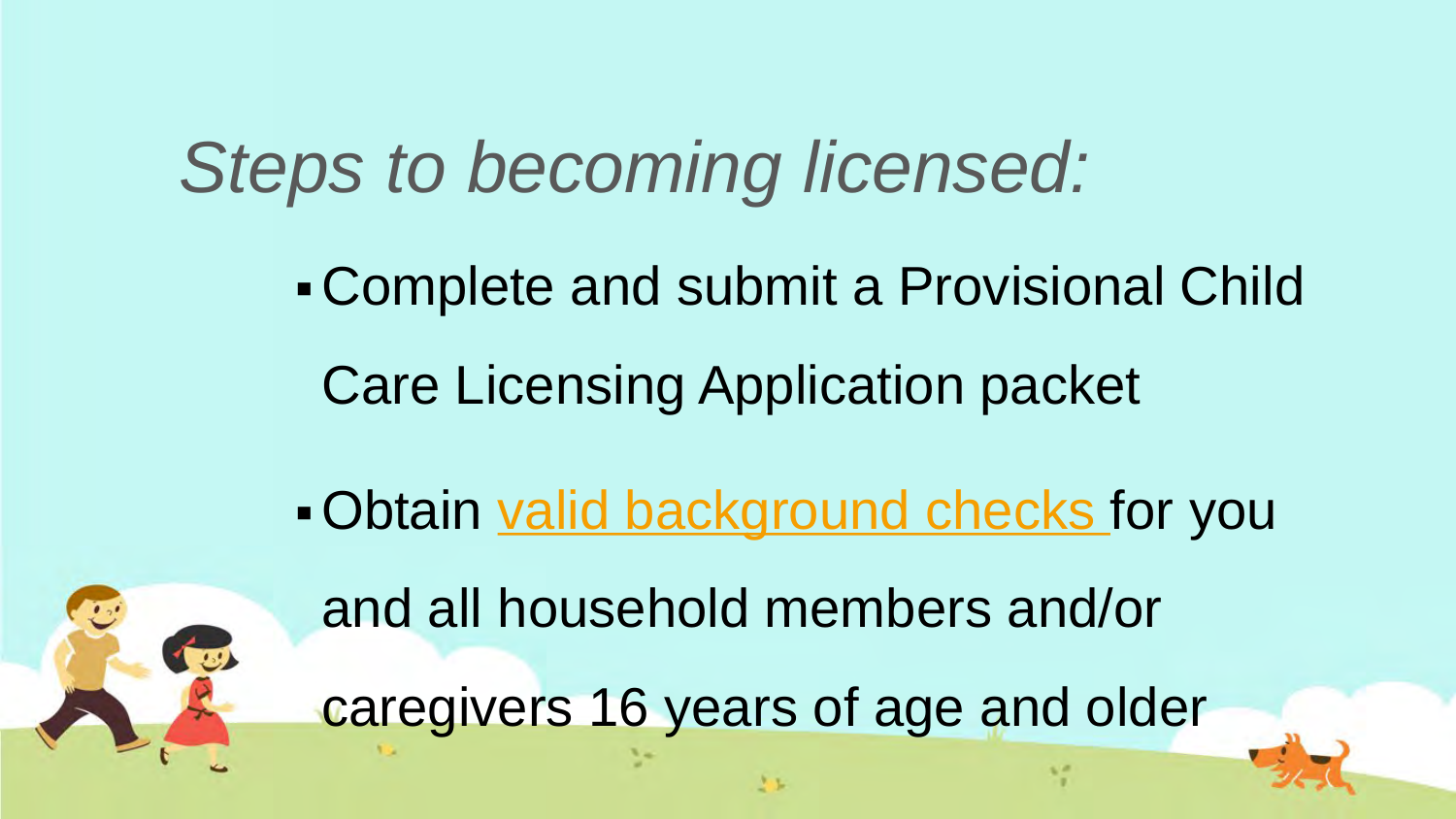# *Steps to becoming licensed:*

- Complete and submit a Provisional Child Care Licensing Application packet
- Obtain valid background checks for you and all household members and/or caregivers 16 years of age and older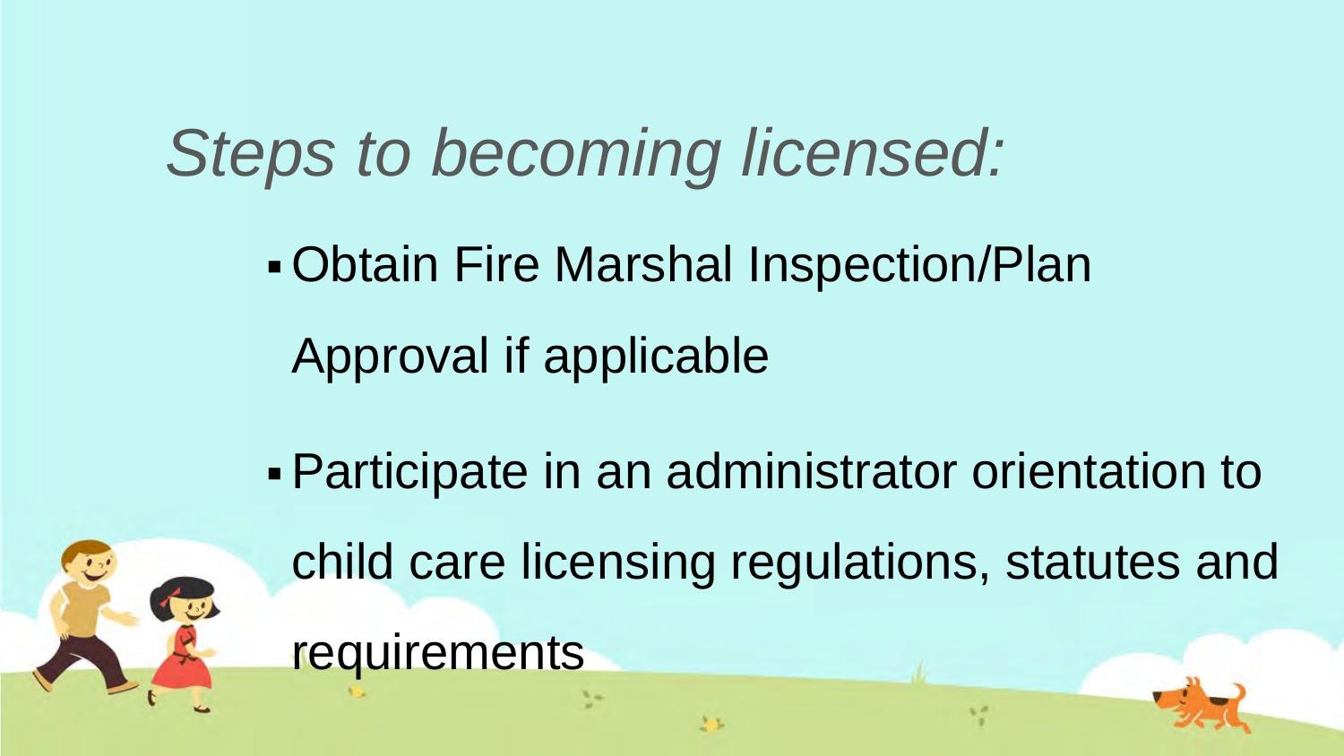# *Steps to becoming licensed:*

- Obtain Fire Marshal Inspection/Plan Approval if applicable
- Participate in an administrator orientation to child care licensing regulations, statutes and requirements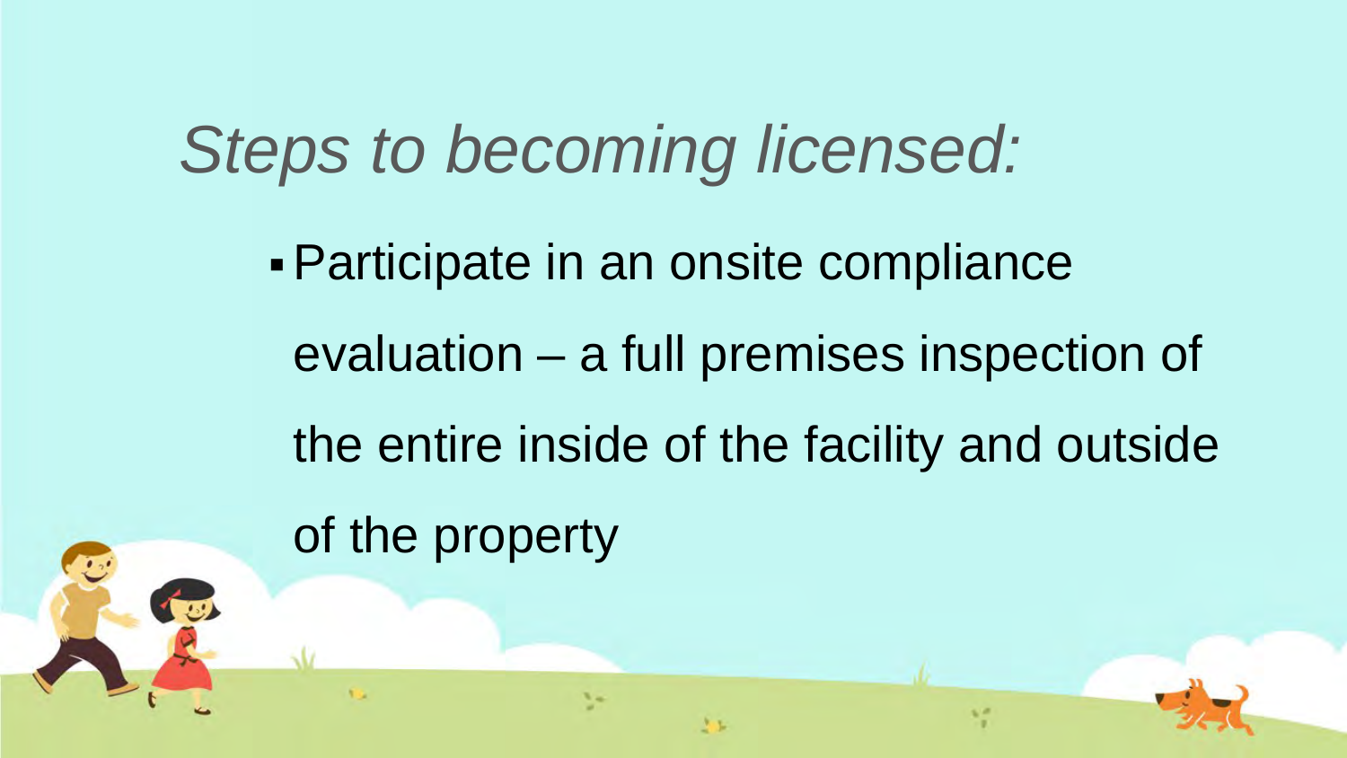# *Steps to becoming licensed:*

- Participate in an onsite compliance evaluation – a full premises inspection of the entire inside of the facility and outside of the property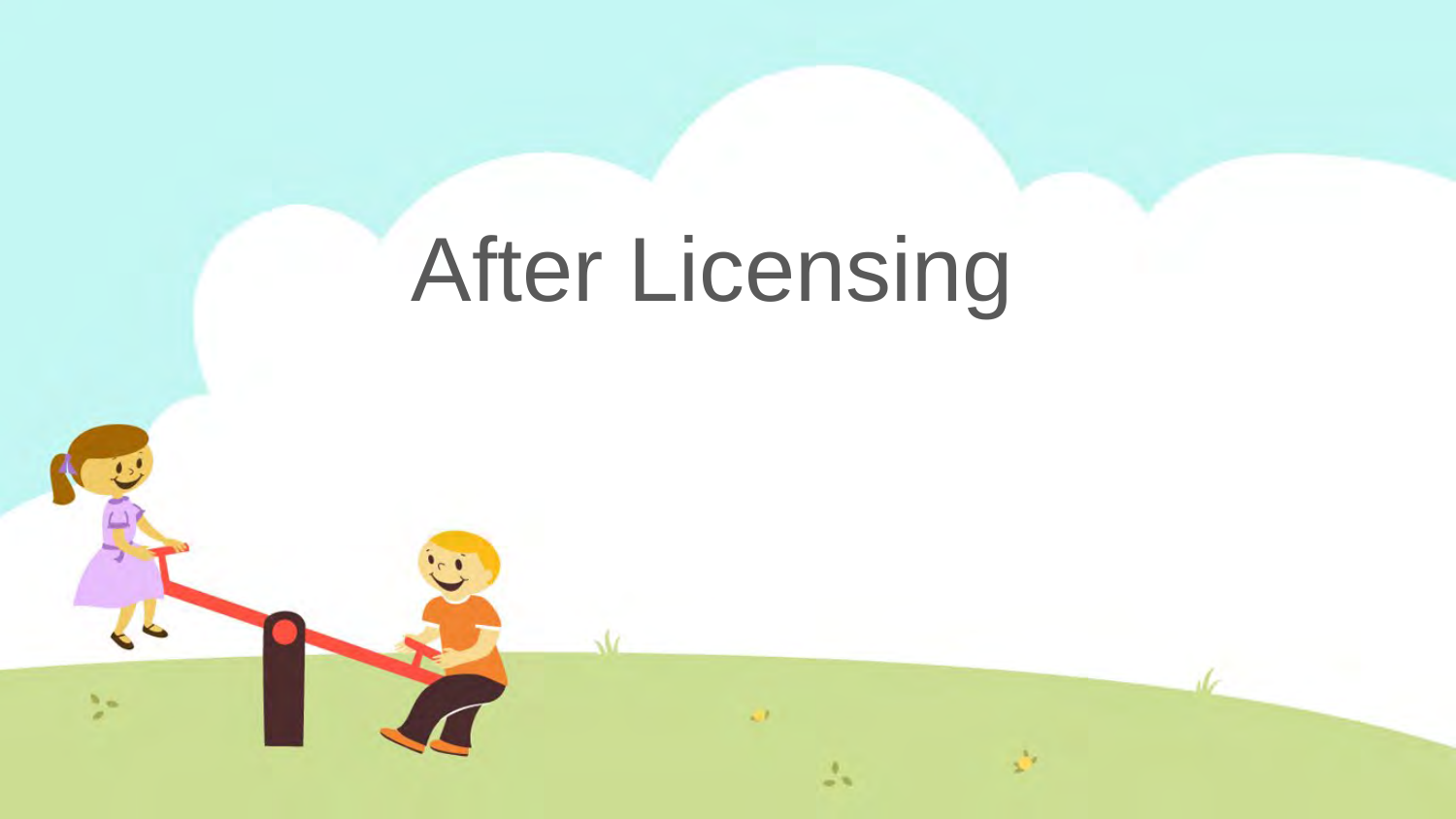# After Licensing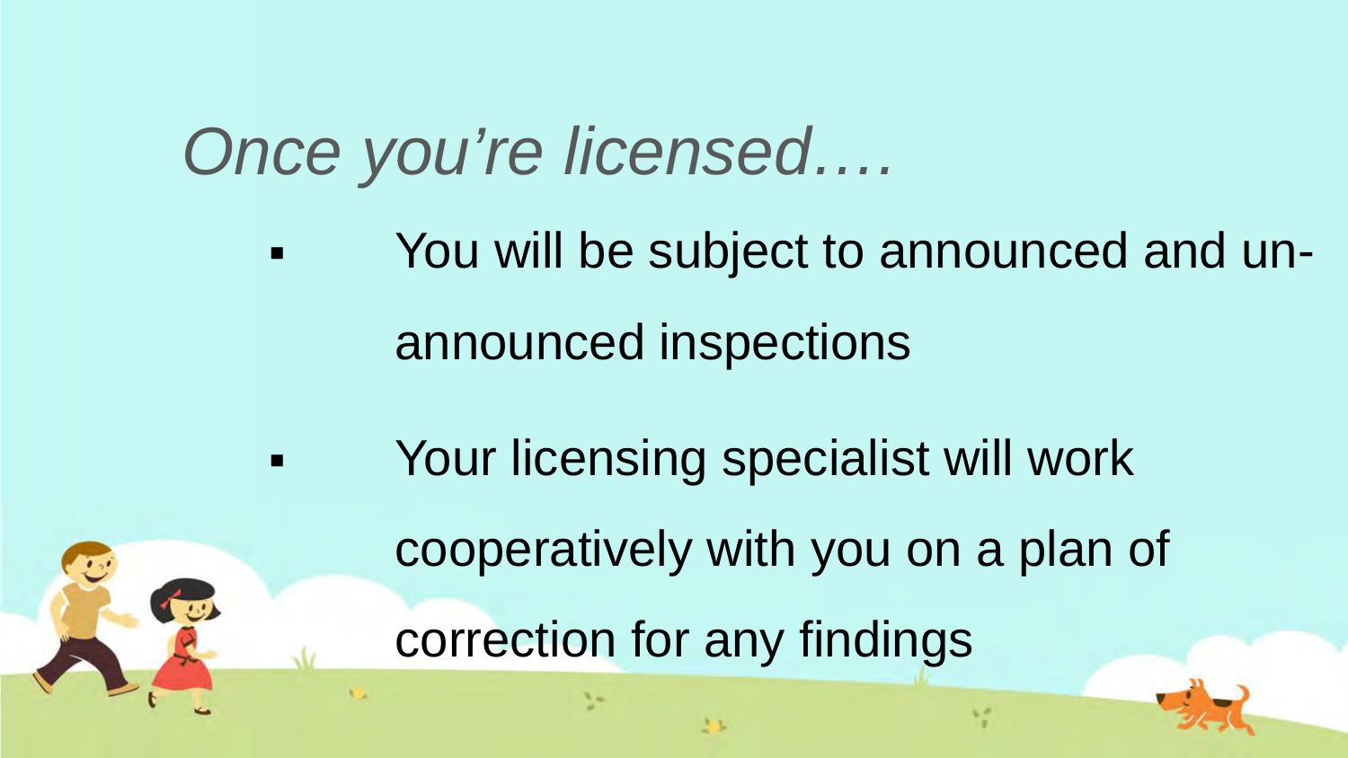# *Once you're licensed….*

- You will be subject to announced and un-announced inspections
- Your licensing specialist will work cooperatively with you on a plan of correction for any findings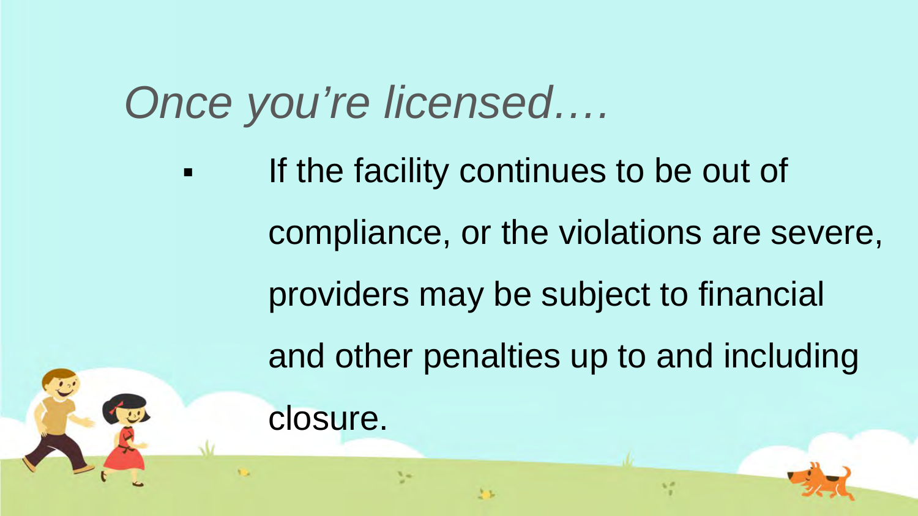# *Once you're licensed….*

- If the facility continues to be out of compliance, or the violations are severe, providers may be subject to financial and other penalties up to and including closure.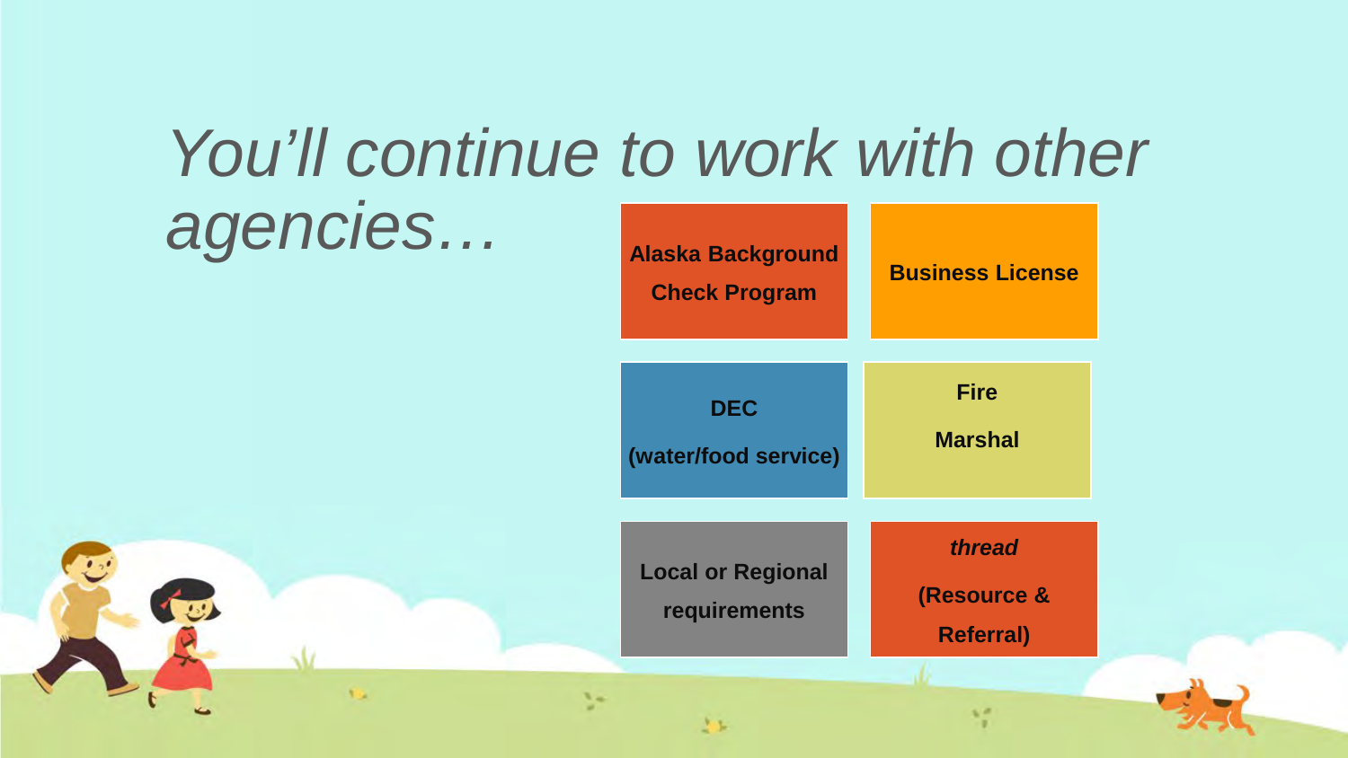# *You'll continue to work with other agencies…*

- **Alaska Background Check Program**
- **Business License**
- **DEC (water/food service)**
- **Fire Marshal**
- **Local or Regional requirements**
- ***thread* (Resource & Referral)**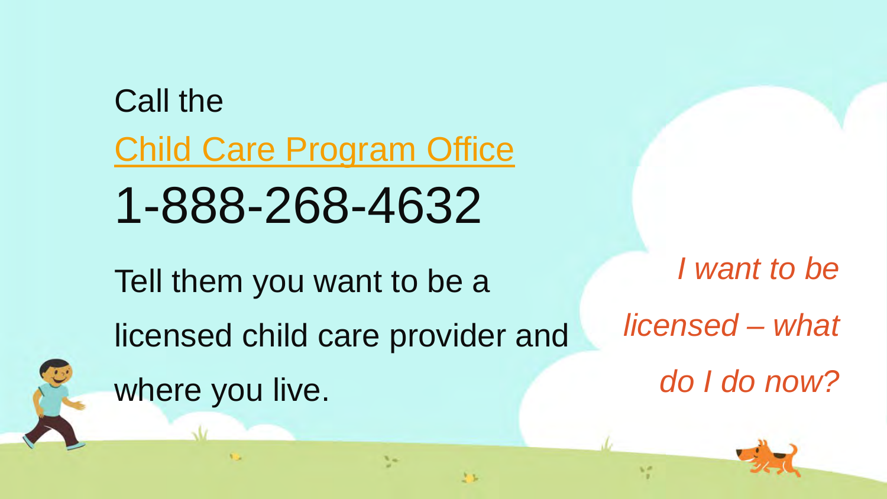*I want to be licensed – what do I do now?*

Call the

[Child Care Program Office]

# 1-888-268-4632

Tell them you want to be a licensed child care provider and where you live.